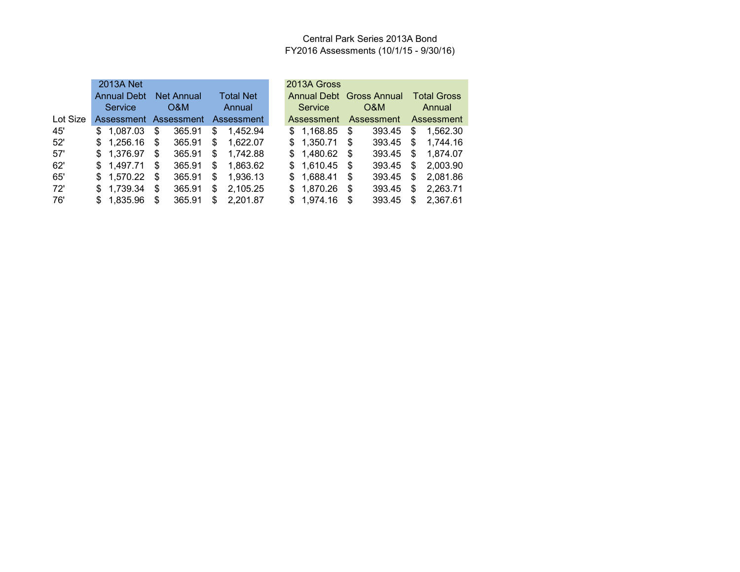# Central Park Series 2013A Bond

## FY2016 Assessments (10/1/15 - 9/30/16)

| Lot Size | 2013A Net Annual Debt Service Assessment | Net Annual O&M Assessment | Total Net Annual Assessment | 2013A Gross Annual Debt Service Assessment | Gross Annual O&M Assessment | Total Gross Annual Assessment |
|---|---|---|---|---|---|---|
| 45' | $ 1,087.03 | $ 365.91 | $ 1,452.94 | $ 1,168.85 | $ 393.45 | $ 1,562.30 |
| 52' | $ 1,256.16 | $ 365.91 | $ 1,622.07 | $ 1,350.71 | $ 393.45 | $ 1,744.16 |
| 57' | $ 1,376.97 | $ 365.91 | $ 1,742.88 | $ 1,480.62 | $ 393.45 | $ 1,874.07 |
| 62' | $ 1,497.71 | $ 365.91 | $ 1,863.62 | $ 1,610.45 | $ 393.45 | $ 2,003.90 |
| 65' | $ 1,570.22 | $ 365.91 | $ 1,936.13 | $ 1,688.41 | $ 393.45 | $ 2,081.86 |
| 72' | $ 1,739.34 | $ 365.91 | $ 2,105.25 | $ 1,870.26 | $ 393.45 | $ 2,263.71 |
| 76' | $ 1,835.96 | $ 365.91 | $ 2,201.87 | $ 1,974.16 | $ 393.45 | $ 2,367.61 |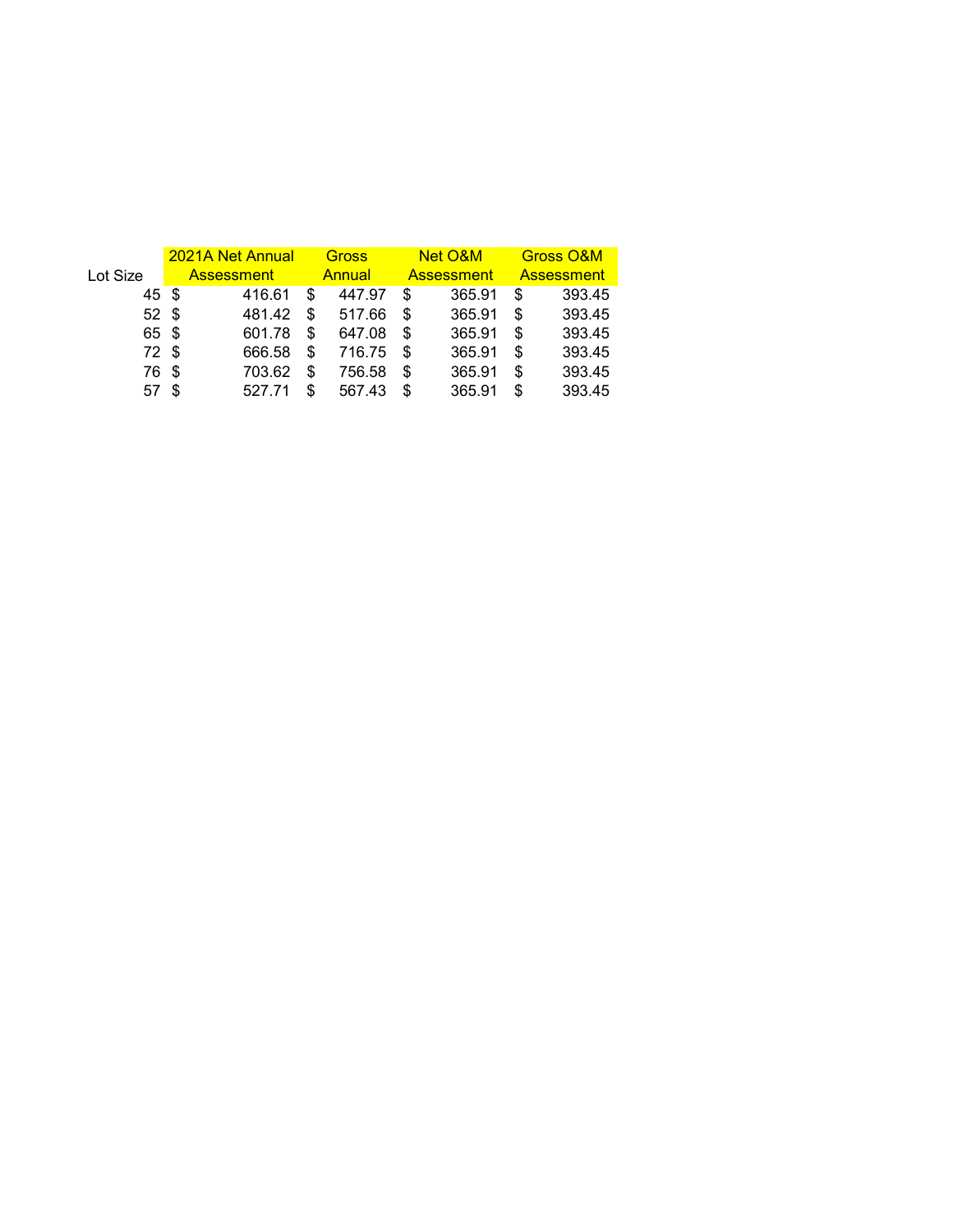| Lot Size | 2021A Net Annual Assessment | Gross Annual | Net O&M Assessment | Gross O&M Assessment |
|---|---|---|---|---|
| 45 | $ 416.61 | $ 447.97 | $ 365.91 | $ 393.45 |
| 52 | $ 481.42 | $ 517.66 | $ 365.91 | $ 393.45 |
| 65 | $ 601.78 | $ 647.08 | $ 365.91 | $ 393.45 |
| 72 | $ 666.58 | $ 716.75 | $ 365.91 | $ 393.45 |
| 76 | $ 703.62 | $ 756.58 | $ 365.91 | $ 393.45 |
| 57 | $ 527.71 | $ 567.43 | $ 365.91 | $ 393.45 |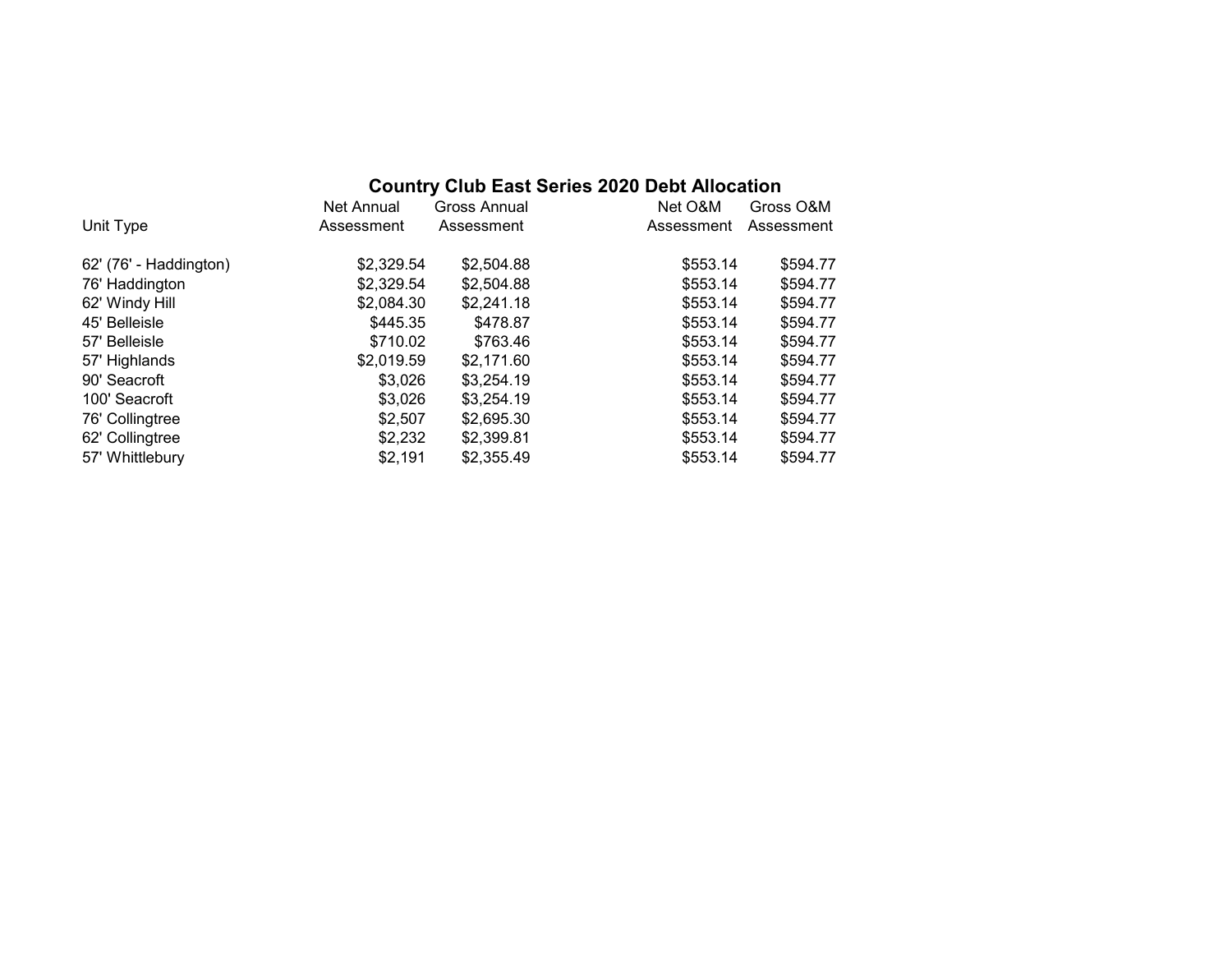## Country Club East Series 2020 Debt Allocation

| Unit Type | Net Annual Assessment | Gross Annual Assessment | Net O&M Assessment | Gross O&M Assessment |
|---|---|---|---|---|
| 62' (76' - Haddington) | $2,329.54 | $2,504.88 | $553.14 | $594.77 |
| 76' Haddington | $2,329.54 | $2,504.88 | $553.14 | $594.77 |
| 62' Windy Hill | $2,084.30 | $2,241.18 | $553.14 | $594.77 |
| 45' Belleisle | $445.35 | $478.87 | $553.14 | $594.77 |
| 57' Belleisle | $710.02 | $763.46 | $553.14 | $594.77 |
| 57' Highlands | $2,019.59 | $2,171.60 | $553.14 | $594.77 |
| 90' Seacroft | $3,026 | $3,254.19 | $553.14 | $594.77 |
| 100' Seacroft | $3,026 | $3,254.19 | $553.14 | $594.77 |
| 76' Collingtree | $2,507 | $2,695.30 | $553.14 | $594.77 |
| 62' Collingtree | $2,232 | $2,399.81 | $553.14 | $594.77 |
| 57' Whittlebury | $2,191 | $2,355.49 | $553.14 | $594.77 |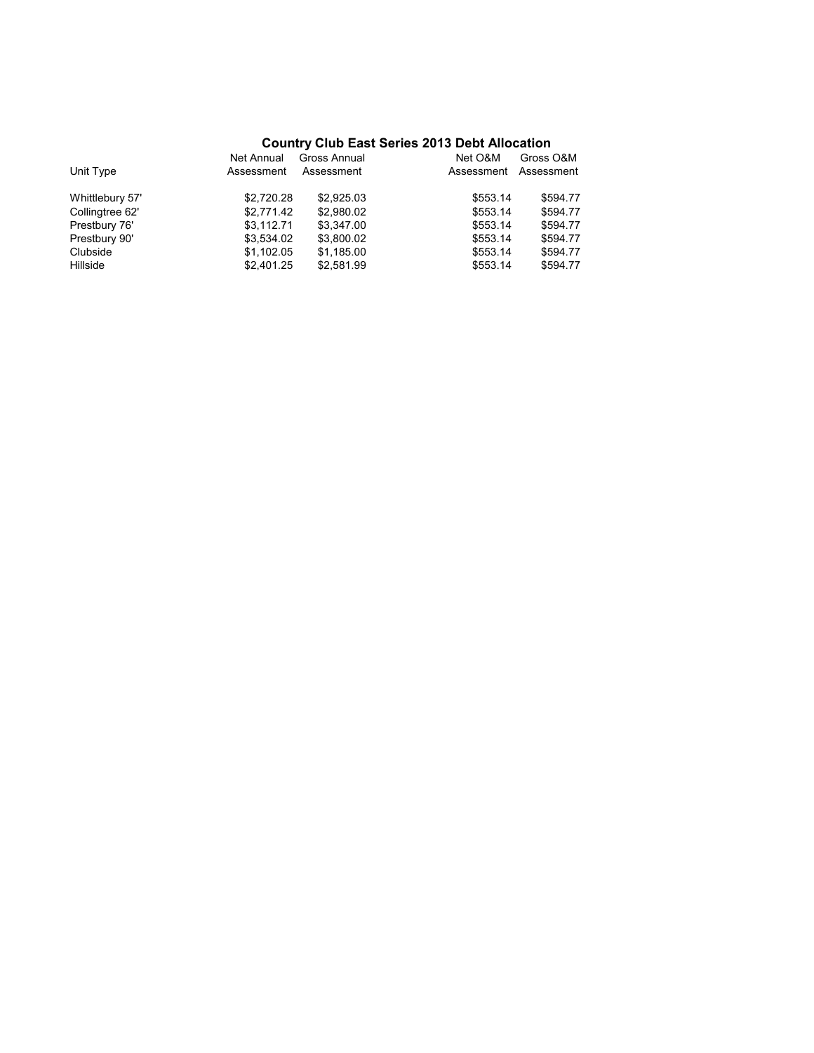## Country Club East Series 2013 Debt Allocation

| Unit Type | Net Annual Assessment | Gross Annual Assessment | Net O&M Assessment | Gross O&M Assessment |
|---|---|---|---|---|
| Whittlebury 57' | $2,720.28 | $2,925.03 | $553.14 | $594.77 |
| Collingtree 62' | $2,771.42 | $2,980.02 | $553.14 | $594.77 |
| Prestbury 76' | $3,112.71 | $3,347.00 | $553.14 | $594.77 |
| Prestbury 90' | $3,534.02 | $3,800.02 | $553.14 | $594.77 |
| Clubside | $1,102.05 | $1,185.00 | $553.14 | $594.77 |
| Hillside | $2,401.25 | $2,581.99 | $553.14 | $594.77 |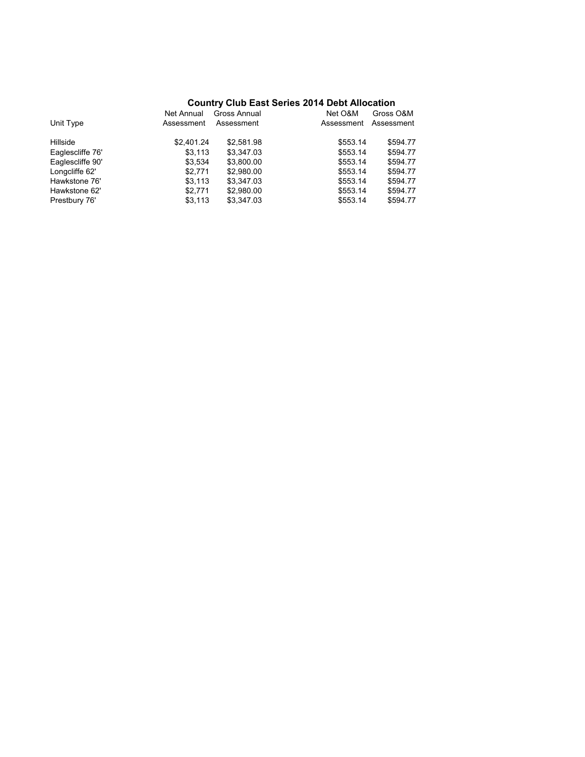## Country Club East Series 2014 Debt Allocation

| Unit Type | Net Annual Assessment | Gross Annual Assessment | Net O&M Assessment | Gross O&M Assessment |
|---|---|---|---|---|
| Hillside | $2,401.24 | $2,581.98 | $553.14 | $594.77 |
| Eaglescliffe 76' | $3,113 | $3,347.03 | $553.14 | $594.77 |
| Eaglescliffe 90' | $3,534 | $3,800.00 | $553.14 | $594.77 |
| Longcliffe 62' | $2,771 | $2,980.00 | $553.14 | $594.77 |
| Hawkstone 76' | $3,113 | $3,347.03 | $553.14 | $594.77 |
| Hawkstone 62' | $2,771 | $2,980.00 | $553.14 | $594.77 |
| Prestbury 76' | $3,113 | $3,347.03 | $553.14 | $594.77 |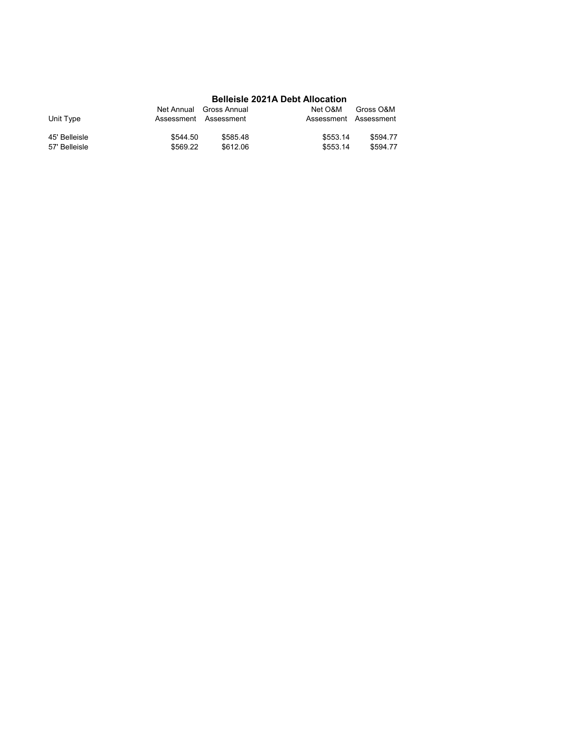## Belleisle 2021A Debt Allocation

| Unit Type | Net Annual Assessment | Gross Annual Assessment | Net O&M Assessment | Gross O&M Assessment |
|---|---|---|---|---|
| 45' Belleisle | $544.50 | $585.48 | $553.14 | $594.77 |
| 57' Belleisle | $569.22 | $612.06 | $553.14 | $594.77 |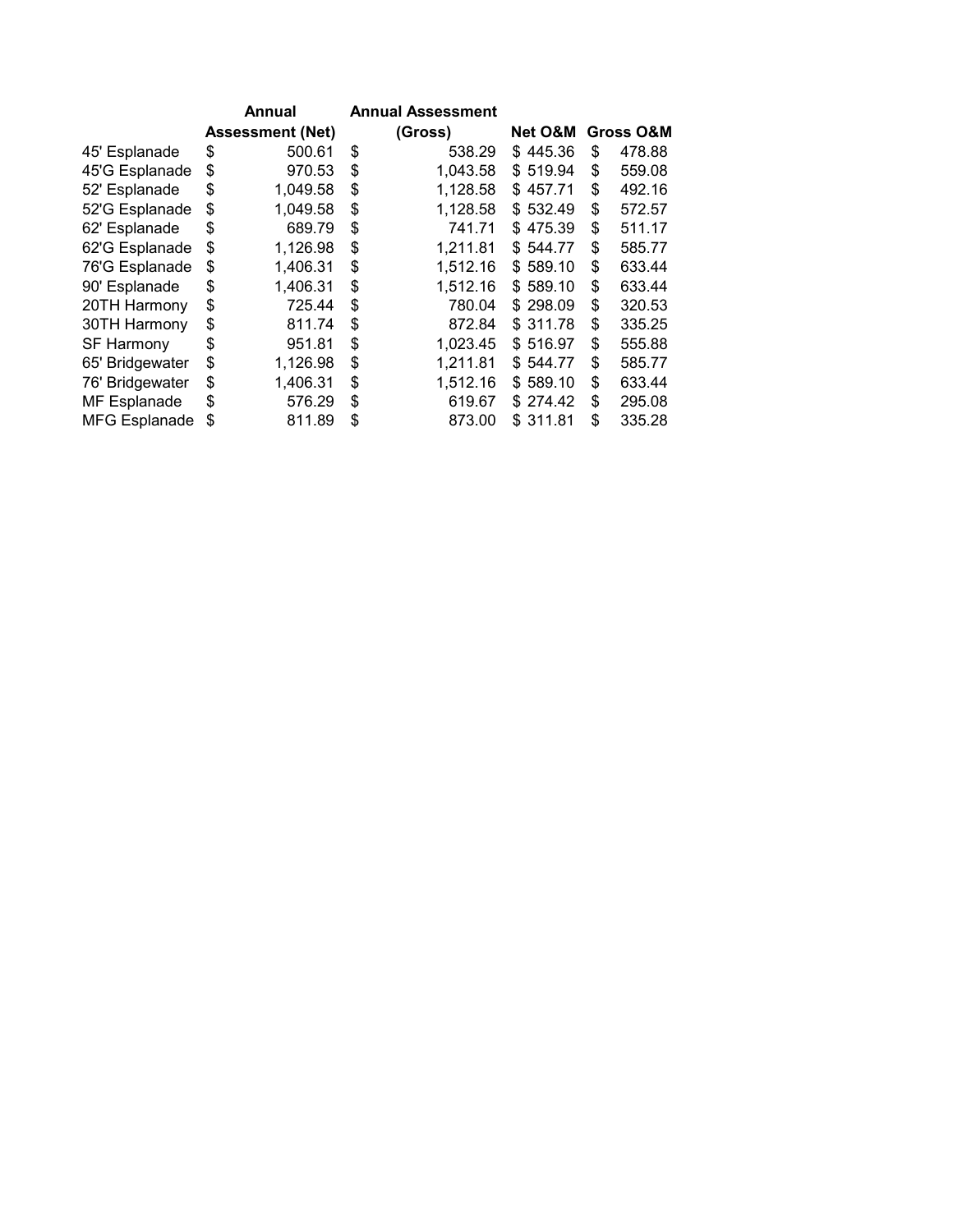| | Annual Assessment (Net) | Annual Assessment (Gross) | Net O&M | Gross O&M |
|---|---|---|---|---|
| 45' Esplanade | $ 500.61 | $ 538.29 | $ 445.36 | $ 478.88 |
| 45'G Esplanade | $ 970.53 | $ 1,043.58 | $ 519.94 | $ 559.08 |
| 52' Esplanade | $ 1,049.58 | $ 1,128.58 | $ 457.71 | $ 492.16 |
| 52'G Esplanade | $ 1,049.58 | $ 1,128.58 | $ 532.49 | $ 572.57 |
| 62' Esplanade | $ 689.79 | $ 741.71 | $ 475.39 | $ 511.17 |
| 62'G Esplanade | $ 1,126.98 | $ 1,211.81 | $ 544.77 | $ 585.77 |
| 76'G Esplanade | $ 1,406.31 | $ 1,512.16 | $ 589.10 | $ 633.44 |
| 90' Esplanade | $ 1,406.31 | $ 1,512.16 | $ 589.10 | $ 633.44 |
| 20TH Harmony | $ 725.44 | $ 780.04 | $ 298.09 | $ 320.53 |
| 30TH Harmony | $ 811.74 | $ 872.84 | $ 311.78 | $ 335.25 |
| SF Harmony | $ 951.81 | $ 1,023.45 | $ 516.97 | $ 555.88 |
| 65' Bridgewater | $ 1,126.98 | $ 1,211.81 | $ 544.77 | $ 585.77 |
| 76' Bridgewater | $ 1,406.31 | $ 1,512.16 | $ 589.10 | $ 633.44 |
| MF Esplanade | $ 576.29 | $ 619.67 | $ 274.42 | $ 295.08 |
| MFG Esplanade | $ 811.89 | $ 873.00 | $ 311.81 | $ 335.28 |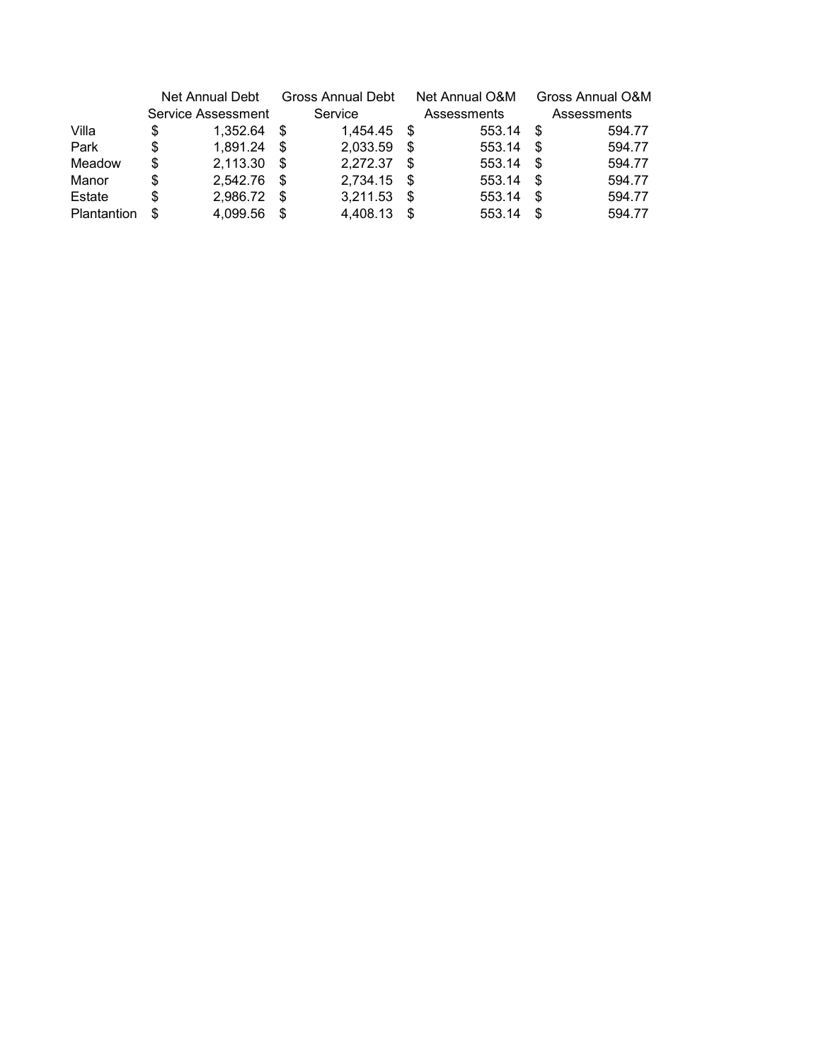| | Net Annual Debt Service Assessment | Gross Annual Debt Service | Net Annual O&M Assessments | Gross Annual O&M Assessments |
|---|---|---|---|---|
| Villa | $ 1,352.64 | $ 1,454.45 | $ 553.14 | $ 594.77 |
| Park | $ 1,891.24 | $ 2,033.59 | $ 553.14 | $ 594.77 |
| Meadow | $ 2,113.30 | $ 2,272.37 | $ 553.14 | $ 594.77 |
| Manor | $ 2,542.76 | $ 2,734.15 | $ 553.14 | $ 594.77 |
| Estate | $ 2,986.72 | $ 3,211.53 | $ 553.14 | $ 594.77 |
| Plantantion | $ 4,099.56 | $ 4,408.13 | $ 553.14 | $ 594.77 |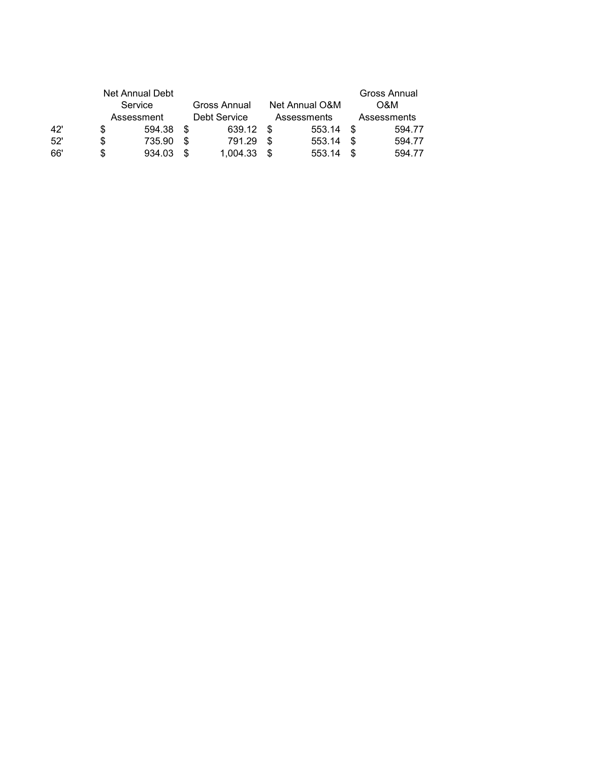| | Net Annual Debt Service Assessment | Gross Annual Debt Service | Net Annual O&M Assessments | Gross Annual O&M Assessments |
|---|---|---|---|---|
| 42' | $ 594.38 | $ 639.12 | $ 553.14 | $ 594.77 |
| 52' | $ 735.90 | $ 791.29 | $ 553.14 | $ 594.77 |
| 66' | $ 934.03 | $ 1,004.33 | $ 553.14 | $ 594.77 |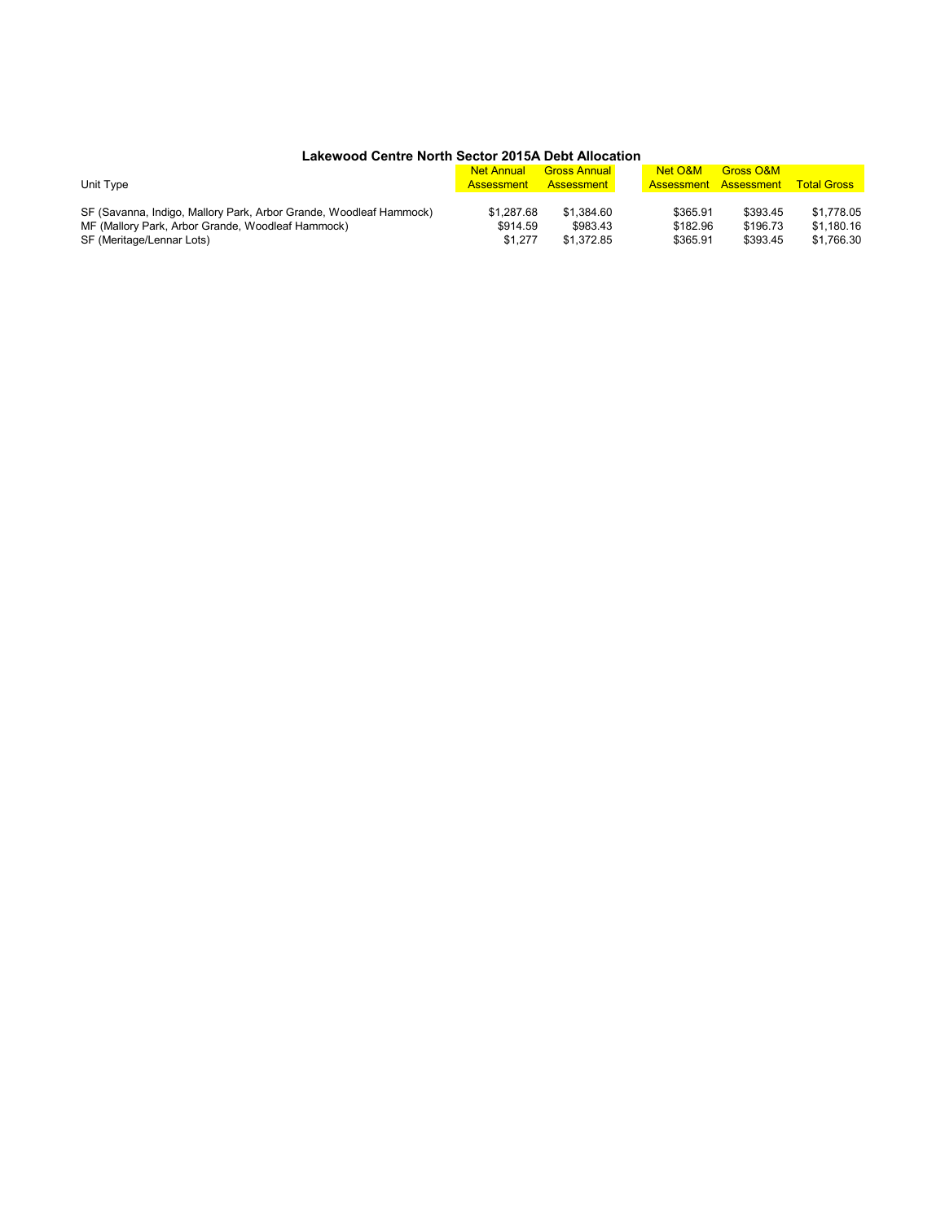## Lakewood Centre North Sector 2015A Debt Allocation

| Unit Type | Net Annual Assessment | Gross Annual Assessment | Net O&M Assessment | Gross O&M Assessment | Total Gross |
|---|---|---|---|---|---|
| SF (Savanna, Indigo, Mallory Park, Arbor Grande, Woodleaf Hammock) | $1,287.68 | $1,384.60 | $365.91 | $393.45 | $1,778.05 |
| MF (Mallory Park, Arbor Grande, Woodleaf Hammock) | $914.59 | $983.43 | $182.96 | $196.73 | $1,180.16 |
| SF (Meritage/Lennar Lots) | $1,277 | $1,372.85 | $365.91 | $393.45 | $1,766.30 |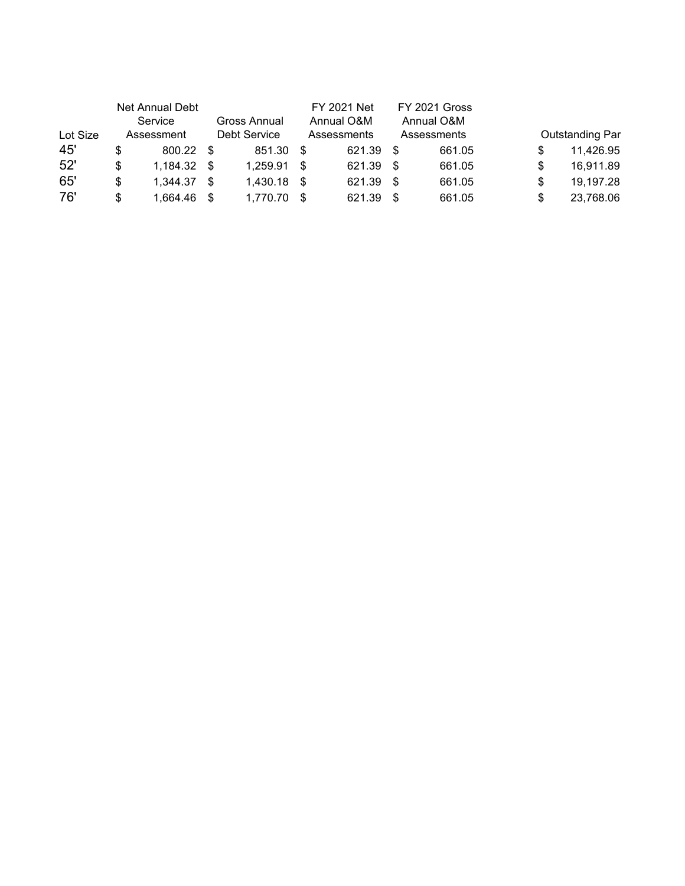| Lot Size | Net Annual Debt Service Assessment | Gross Annual Debt Service | FY 2021 Net Annual O&M Assessments | FY 2021 Gross Annual O&M Assessments | Outstanding Par |
|---|---|---|---|---|---|
| 45' | $ 800.22 | $ 851.30 | $ 621.39 | $ 661.05 | $ 11,426.95 |
| 52' | $ 1,184.32 | $ 1,259.91 | $ 621.39 | $ 661.05 | $ 16,911.89 |
| 65' | $ 1,344.37 | $ 1,430.18 | $ 621.39 | $ 661.05 | $ 19,197.28 |
| 76' | $ 1,664.46 | $ 1,770.70 | $ 621.39 | $ 661.05 | $ 23,768.06 |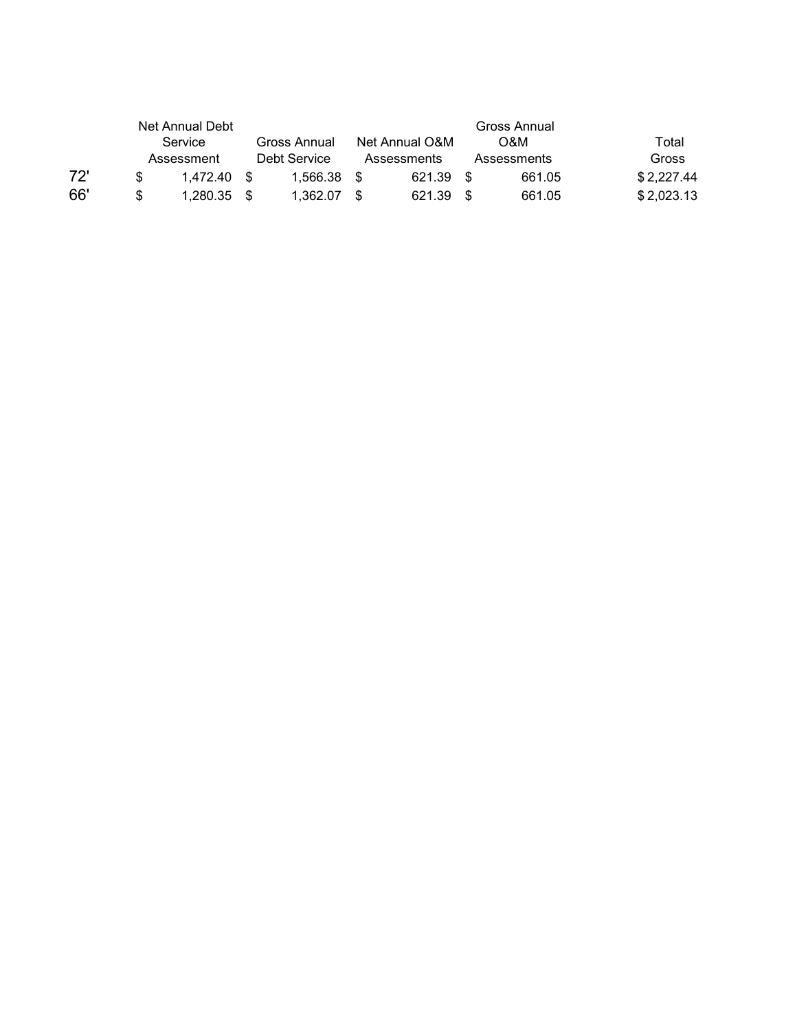| | Net Annual Debt Service Assessment | Gross Annual Debt Service | Net Annual O&M Assessments | Gross Annual O&M Assessments | Total Gross |
|---|---|---|---|---|---|
| 72' | $ 1,472.40 | $ 1,566.38 | $ 621.39 | $ 661.05 | $ 2,227.44 |
| 66' | $ 1,280.35 | $ 1,362.07 | $ 621.39 | $ 661.05 | $ 2,023.13 |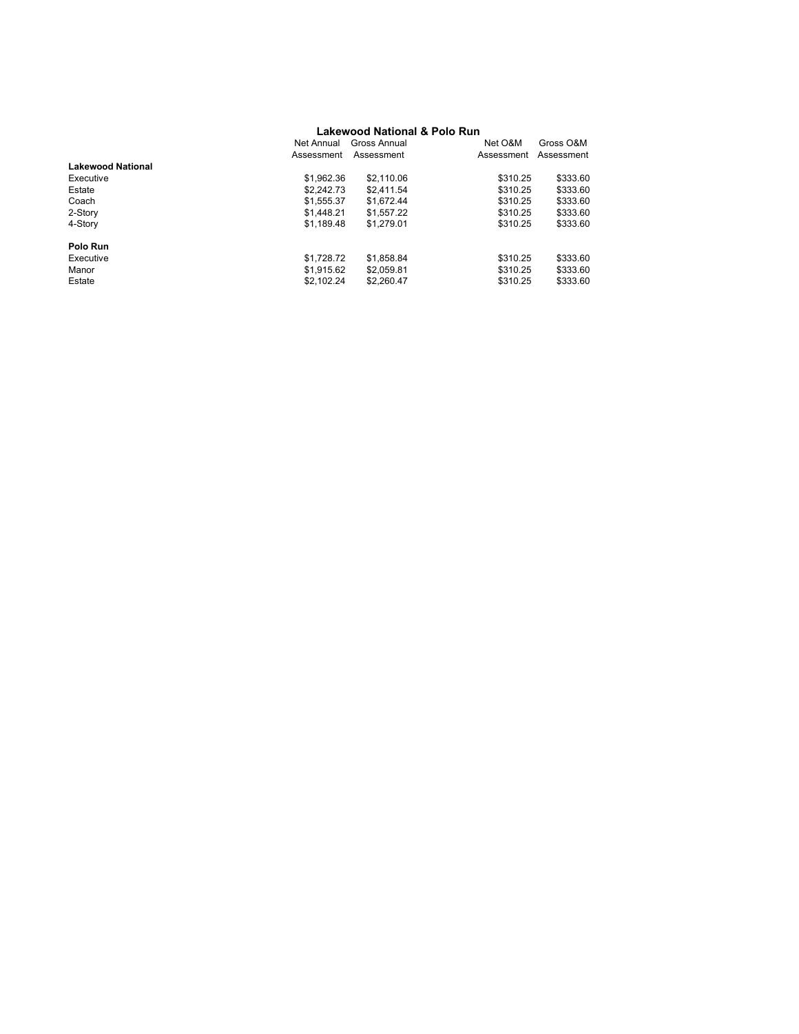## Lakewood National & Polo Run

| | Net Annual Assessment | Gross Annual Assessment | Net O&M Assessment | Gross O&M Assessment |
|---|---|---|---|---|
| **Lakewood National** | | | | |
| Executive | $1,962.36 | $2,110.06 | $310.25 | $333.60 |
| Estate | $2,242.73 | $2,411.54 | $310.25 | $333.60 |
| Coach | $1,555.37 | $1,672.44 | $310.25 | $333.60 |
| 2-Story | $1,448.21 | $1,557.22 | $310.25 | $333.60 |
| 4-Story | $1,189.48 | $1,279.01 | $310.25 | $333.60 |
| | | | | |
| **Polo Run** | | | | |
| Executive | $1,728.72 | $1,858.84 | $310.25 | $333.60 |
| Manor | $1,915.62 | $2,059.81 | $310.25 | $333.60 |
| Estate | $2,102.24 | $2,260.47 | $310.25 | $333.60 |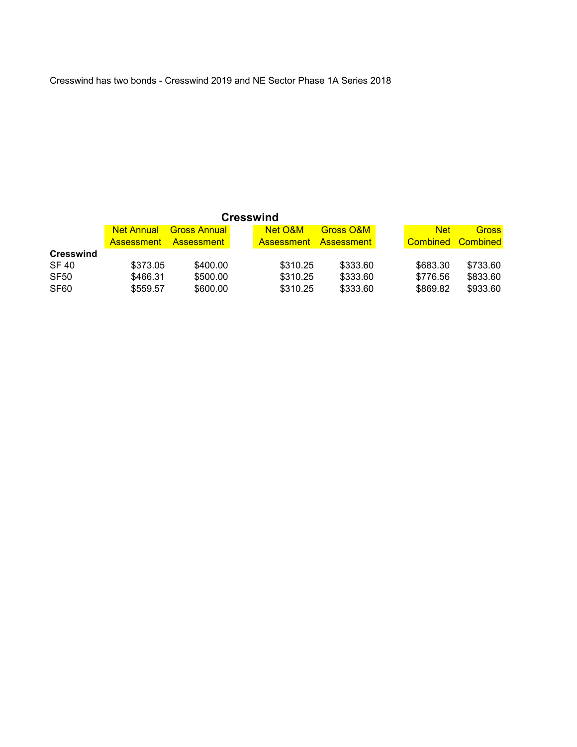Cresswind has two bonds - Cresswind 2019 and NE Sector Phase 1A Series 2018

## Cresswind

| | Net Annual Assessment | Gross Annual Assessment | Net O&M Assessment | Gross O&M Assessment | Net Combined | Gross Combined |
|---|---|---|---|---|---|---|
| **Cresswind** | | | | | | |
| SF 40 | $373.05 | $400.00 | $310.25 | $333.60 | $683.30 | $733.60 |
| SF50 | $466.31 | $500.00 | $310.25 | $333.60 | $776.56 | $833.60 |
| SF60 | $559.57 | $600.00 | $310.25 | $333.60 | $869.82 | $933.60 |